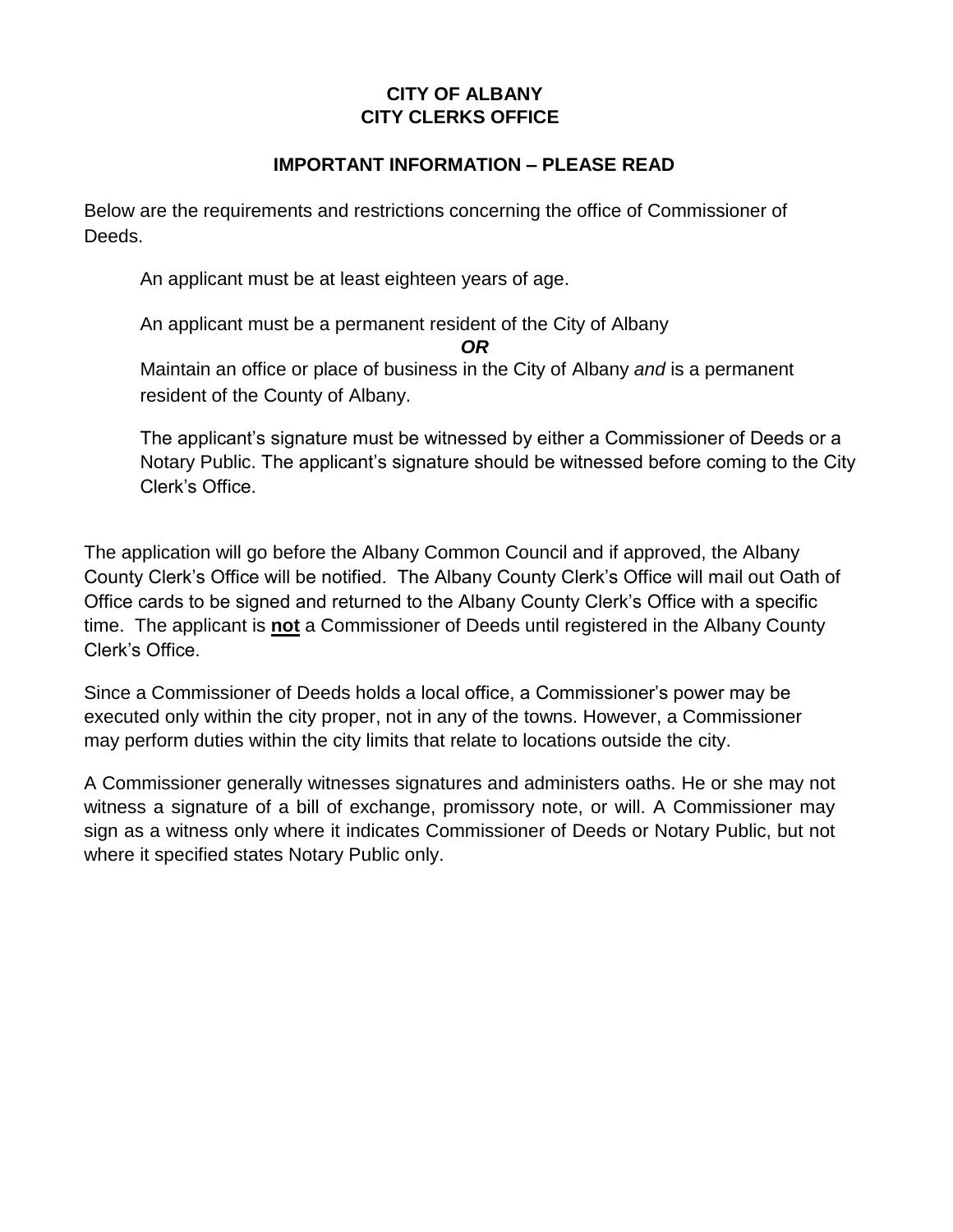# CITY OF ALBANY
# CITY CLERKS OFFICE

## IMPORTANT INFORMATION – PLEASE READ

Below are the requirements and restrictions concerning the office of Commissioner of Deeds.

> An applicant must be at least eighteen years of age.
>
> An applicant must be a permanent resident of the City of Albany
>
> ***OR***
>
> Maintain an office or place of business in the City of Albany *and* is a permanent resident of the County of Albany.
>
> The applicant's signature must be witnessed by either a Commissioner of Deeds or a Notary Public. The applicant's signature should be witnessed before coming to the City Clerk's Office.

The application will go before the Albany Common Council and if approved, the Albany County Clerk's Office will be notified. The Albany County Clerk's Office will mail out Oath of Office cards to be signed and returned to the Albany County Clerk's Office with a specific time. The applicant is **not** a Commissioner of Deeds until registered in the Albany County Clerk's Office.

Since a Commissioner of Deeds holds a local office, a Commissioner's power may be executed only within the city proper, not in any of the towns. However, a Commissioner may perform duties within the city limits that relate to locations outside the city.

A Commissioner generally witnesses signatures and administers oaths. He or she may not witness a signature of a bill of exchange, promissory note, or will. A Commissioner may sign as a witness only where it indicates Commissioner of Deeds or Notary Public, but not where it specified states Notary Public only.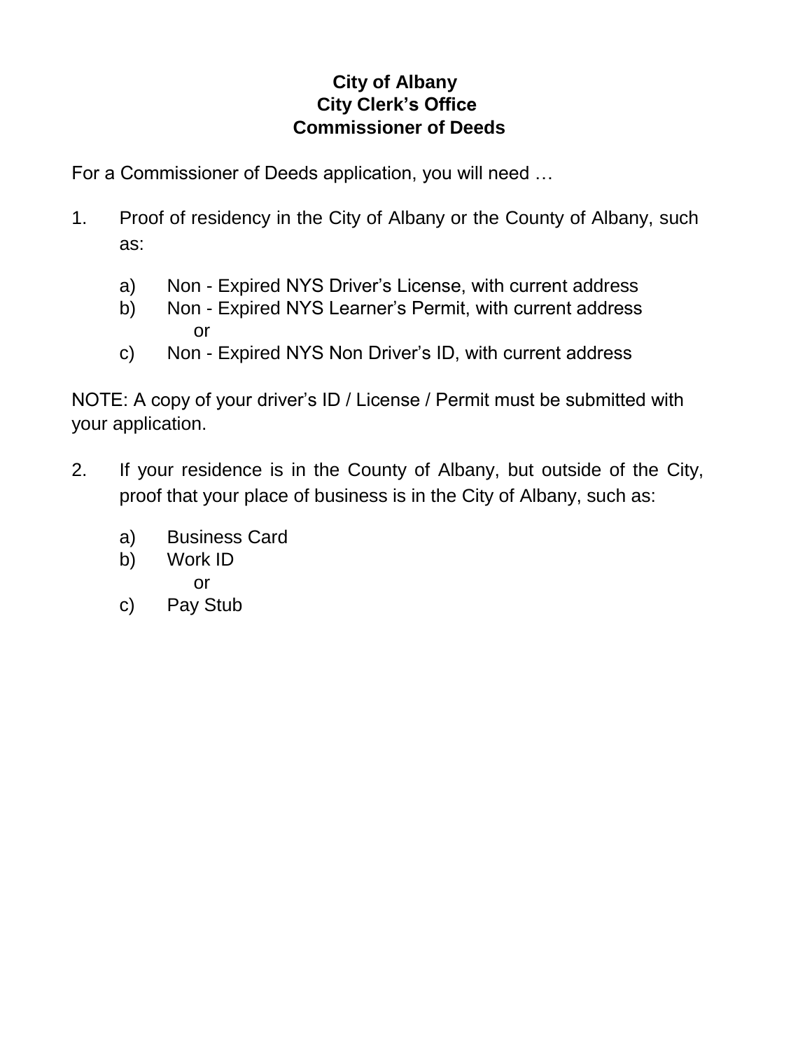**City of Albany**
**City Clerk's Office**
**Commissioner of Deeds**

For a Commissioner of Deeds application, you will need …

1. Proof of residency in the City of Albany or the County of Albany, such as:

   a) Non - Expired NYS Driver's License, with current address
   b) Non - Expired NYS Learner's Permit, with current address
      or
   c) Non - Expired NYS Non Driver's ID, with current address

NOTE: A copy of your driver's ID / License / Permit must be submitted with your application.

2. If your residence is in the County of Albany, but outside of the City, proof that your place of business is in the City of Albany, such as:

   a) Business Card
   b) Work ID
      or
   c) Pay Stub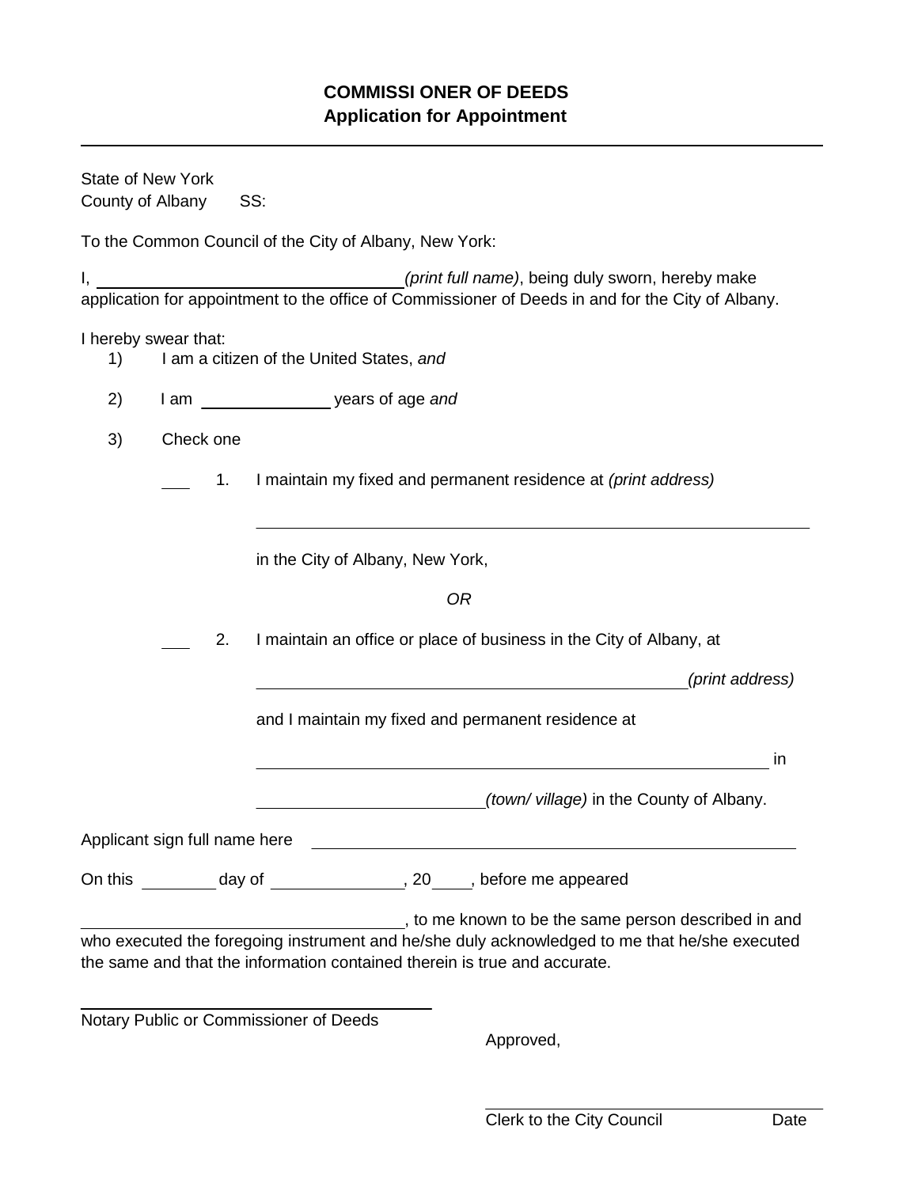# COMMISSI ONER OF DEEDS
## Application for Appointment

---

State of New York
County of Albany SS:

To the Common Council of the City of Albany, New York:

I, ______________________________ *(print full name)*, being duly sworn, hereby make application for appointment to the office of Commissioner of Deeds in and for the City of Albany.

I hereby swear that:

1) I am a citizen of the United States, *and*

2) I am ____________ years of age *and*

3) Check one

   ___ 1. I maintain my fixed and permanent residence at *(print address)*

   ______________________________________________________

   in the City of Albany, New York,

   *OR*

   ___ 2. I maintain an office or place of business in the City of Albany, at

   ____________________________________________ *(print address)*

   and I maintain my fixed and permanent residence at

   ______________________________________________________ in

   ______________________ *(town/ village)* in the County of Albany.

Applicant sign full name here ______________________________________________

On this ________ day of ______________, 20____, before me appeared

______________________________, to me known to be the same person described in and who executed the foregoing instrument and he/she duly acknowledged to me that he/she executed the same and that the information contained therein is true and accurate.

______________________________
Notary Public or Commissioner of Deeds

Approved,

______________________________
Clerk to the City Council Date